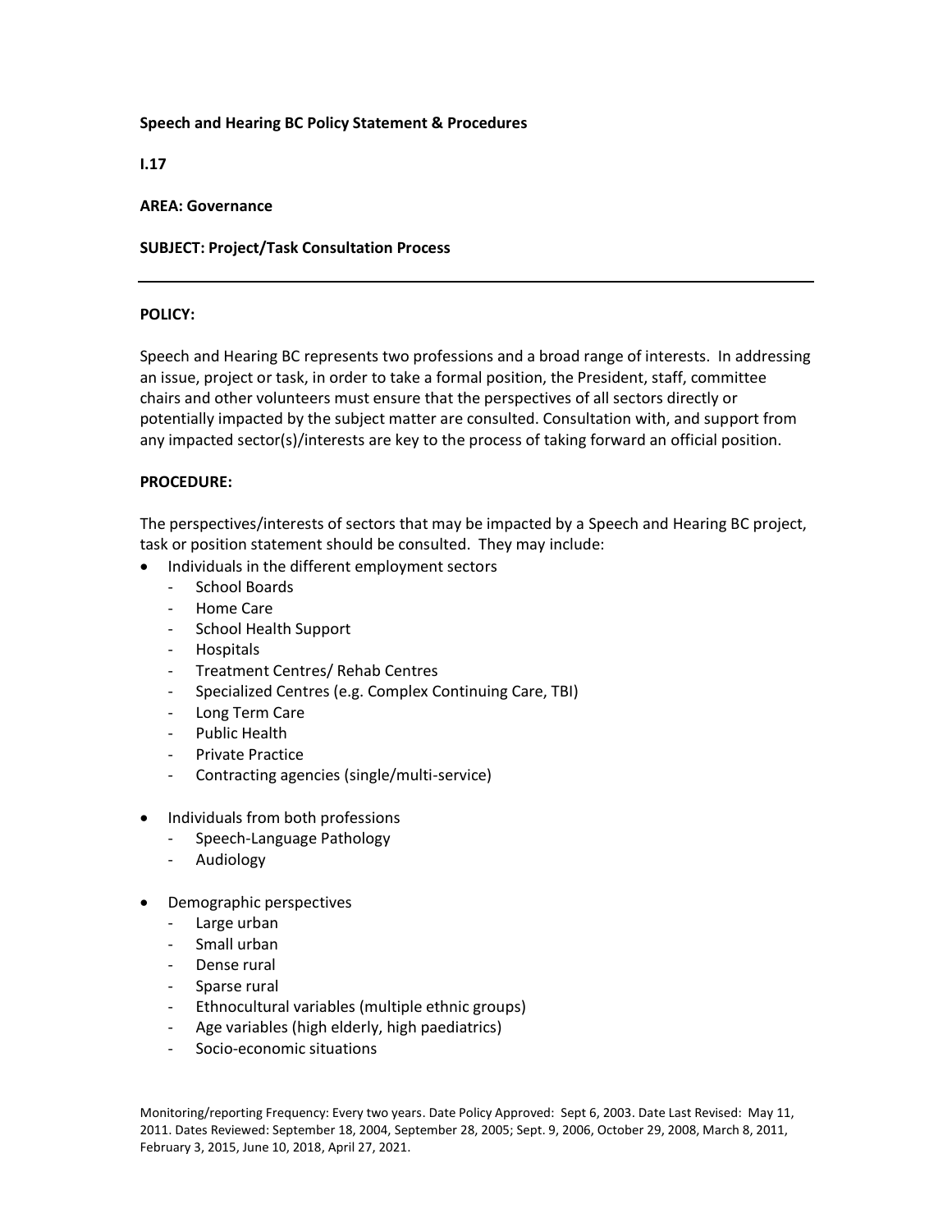**Speech and Hearing BC Policy Statement & Procedures**

**I.17**

**AREA: Governance**

**SUBJECT: Project/Task Consultation Process**

---

**POLICY:**

Speech and Hearing BC represents two professions and a broad range of interests. In addressing an issue, project or task, in order to take a formal position, the President, staff, committee chairs and other volunteers must ensure that the perspectives of all sectors directly or potentially impacted by the subject matter are consulted. Consultation with, and support from any impacted sector(s)/interests are key to the process of taking forward an official position.

**PROCEDURE:**

The perspectives/interests of sectors that may be impacted by a Speech and Hearing BC project, task or position statement should be consulted. They may include:

- Individuals in the different employment sectors
  - School Boards
  - Home Care
  - School Health Support
  - Hospitals
  - Treatment Centres/ Rehab Centres
  - Specialized Centres (e.g. Complex Continuing Care, TBI)
  - Long Term Care
  - Public Health
  - Private Practice
  - Contracting agencies (single/multi-service)

- Individuals from both professions
  - Speech-Language Pathology
  - Audiology

- Demographic perspectives
  - Large urban
  - Small urban
  - Dense rural
  - Sparse rural
  - Ethnocultural variables (multiple ethnic groups)
  - Age variables (high elderly, high paediatrics)
  - Socio-economic situations

Monitoring/reporting Frequency: Every two years. Date Policy Approved: Sept 6, 2003. Date Last Revised: May 11, 2011. Dates Reviewed: September 18, 2004, September 28, 2005; Sept. 9, 2006, October 29, 2008, March 8, 2011, February 3, 2015, June 10, 2018, April 27, 2021.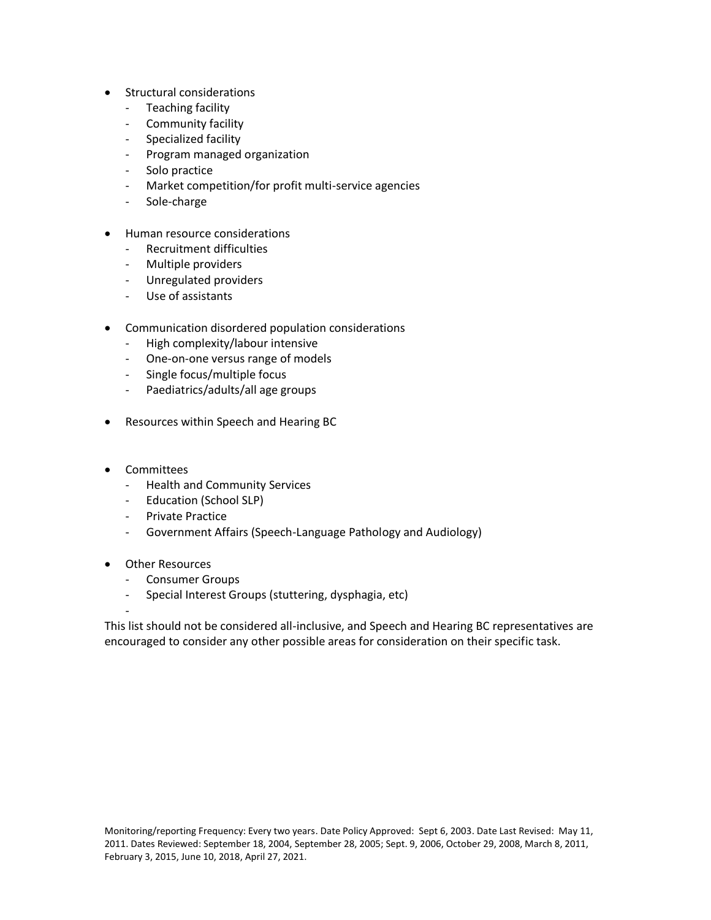- Structural considerations
  - Teaching facility
  - Community facility
  - Specialized facility
  - Program managed organization
  - Solo practice
  - Market competition/for profit multi-service agencies
  - Sole-charge

- Human resource considerations
  - Recruitment difficulties
  - Multiple providers
  - Unregulated providers
  - Use of assistants

- Communication disordered population considerations
  - High complexity/labour intensive
  - One-on-one versus range of models
  - Single focus/multiple focus
  - Paediatrics/adults/all age groups

- Resources within Speech and Hearing BC

- Committees
  - Health and Community Services
  - Education (School SLP)
  - Private Practice
  - Government Affairs (Speech-Language Pathology and Audiology)

- Other Resources
  - Consumer Groups
  - Special Interest Groups (stuttering, dysphagia, etc)
  -

This list should not be considered all-inclusive, and Speech and Hearing BC representatives are encouraged to consider any other possible areas for consideration on their specific task.

Monitoring/reporting Frequency: Every two years. Date Policy Approved: Sept 6, 2003. Date Last Revised: May 11, 2011. Dates Reviewed: September 18, 2004, September 28, 2005; Sept. 9, 2006, October 29, 2008, March 8, 2011, February 3, 2015, June 10, 2018, April 27, 2021.